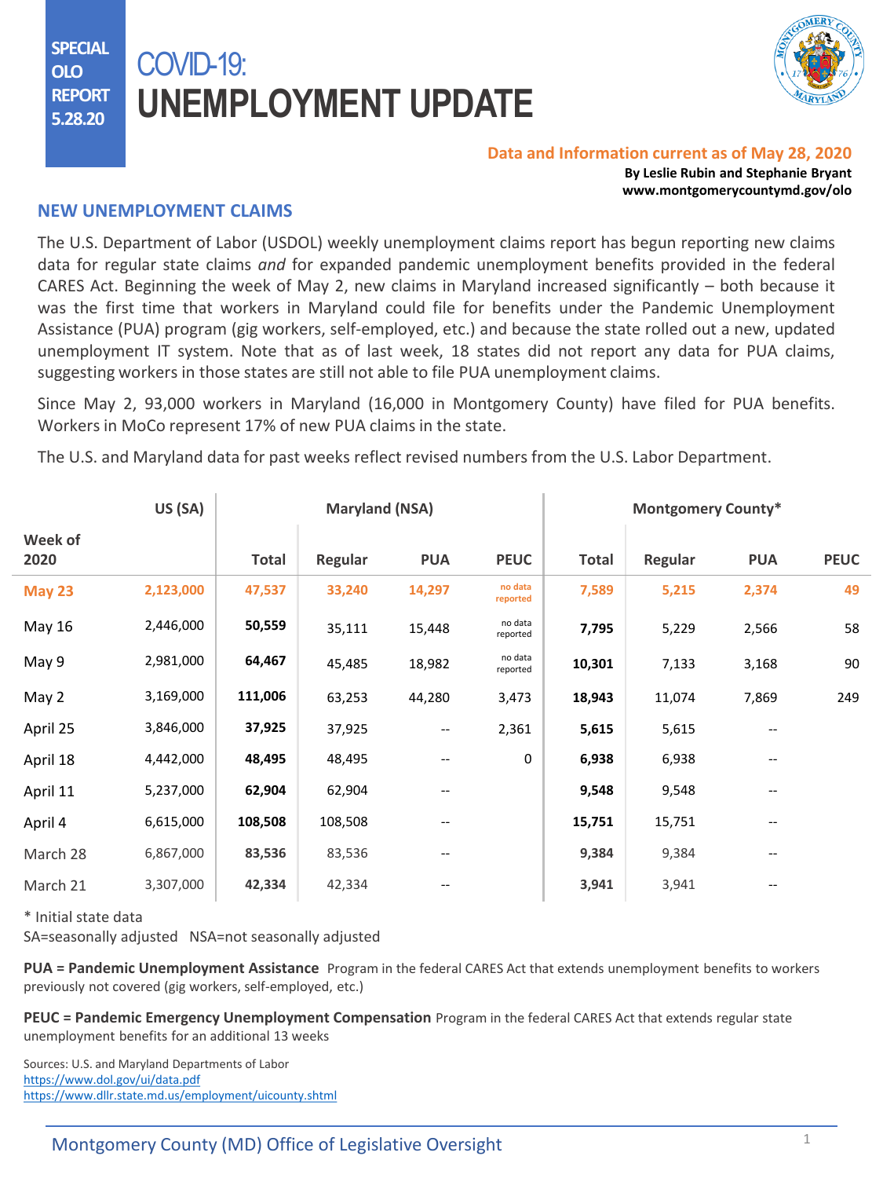**SPECIAL OLO REPORT 5.28.20**

# COVID-19: UNEMPLOYMENT UPDATE

**Data and Information current as of May 28, 2020**

**By Leslie Rubin and Stephanie Bryant**
**www.montgomerycountymd.gov/olo**

## NEW UNEMPLOYMENT CLAIMS

The U.S. Department of Labor (USDOL) weekly unemployment claims report has begun reporting new claims data for regular state claims *and* for expanded pandemic unemployment benefits provided in the federal CARES Act. Beginning the week of May 2, new claims in Maryland increased significantly – both because it was the first time that workers in Maryland could file for benefits under the Pandemic Unemployment Assistance (PUA) program (gig workers, self-employed, etc.) and because the state rolled out a new, updated unemployment IT system. Note that as of last week, 18 states did not report any data for PUA claims, suggesting workers in those states are still not able to file PUA unemployment claims.

Since May 2, 93,000 workers in Maryland (16,000 in Montgomery County) have filed for PUA benefits. Workers in MoCo represent 17% of new PUA claims in the state.

The U.S. and Maryland data for past weeks reflect revised numbers from the U.S. Labor Department.

| | US (SA) | Maryland (NSA) | | | | Montgomery County* | | | |
|---|---|---|---|---|---|---|---|---|---|
| Week of 2020 | | Total | Regular | PUA | PEUC | Total | Regular | PUA | PEUC |
| **May 23** | **2,123,000** | **47,537** | **33,240** | **14,297** | no data reported | **7,589** | **5,215** | **2,374** | **49** |
| May 16 | 2,446,000 | **50,559** | 35,111 | 15,448 | no data reported | **7,795** | 5,229 | 2,566 | 58 |
| May 9 | 2,981,000 | **64,467** | 45,485 | 18,982 | no data reported | **10,301** | 7,133 | 3,168 | 90 |
| May 2 | 3,169,000 | **111,006** | 63,253 | 44,280 | 3,473 | **18,943** | 11,074 | 7,869 | 249 |
| April 25 | 3,846,000 | **37,925** | 37,925 | -- | 2,361 | **5,615** | 5,615 | -- | |
| April 18 | 4,442,000 | **48,495** | 48,495 | -- | 0 | **6,938** | 6,938 | -- | |
| April 11 | 5,237,000 | **62,904** | 62,904 | -- | | **9,548** | 9,548 | -- | |
| April 4 | 6,615,000 | **108,508** | 108,508 | -- | | **15,751** | 15,751 | -- | |
| March 28 | 6,867,000 | **83,536** | 83,536 | -- | | **9,384** | 9,384 | -- | |
| March 21 | 3,307,000 | **42,334** | 42,334 | -- | | **3,941** | 3,941 | -- | |

\* Initial state data
SA=seasonally adjusted NSA=not seasonally adjusted

**PUA = Pandemic Unemployment Assistance** Program in the federal CARES Act that extends unemployment benefits to workers previously not covered (gig workers, self-employed, etc.)

**PEUC = Pandemic Emergency Unemployment Compensation** Program in the federal CARES Act that extends regular state unemployment benefits for an additional 13 weeks

Sources: U.S. and Maryland Departments of Labor
https://www.dol.gov/ui/data.pdf
https://www.dllr.state.md.us/employment/uicounty.shtml

Montgomery County (MD) Office of Legislative Oversight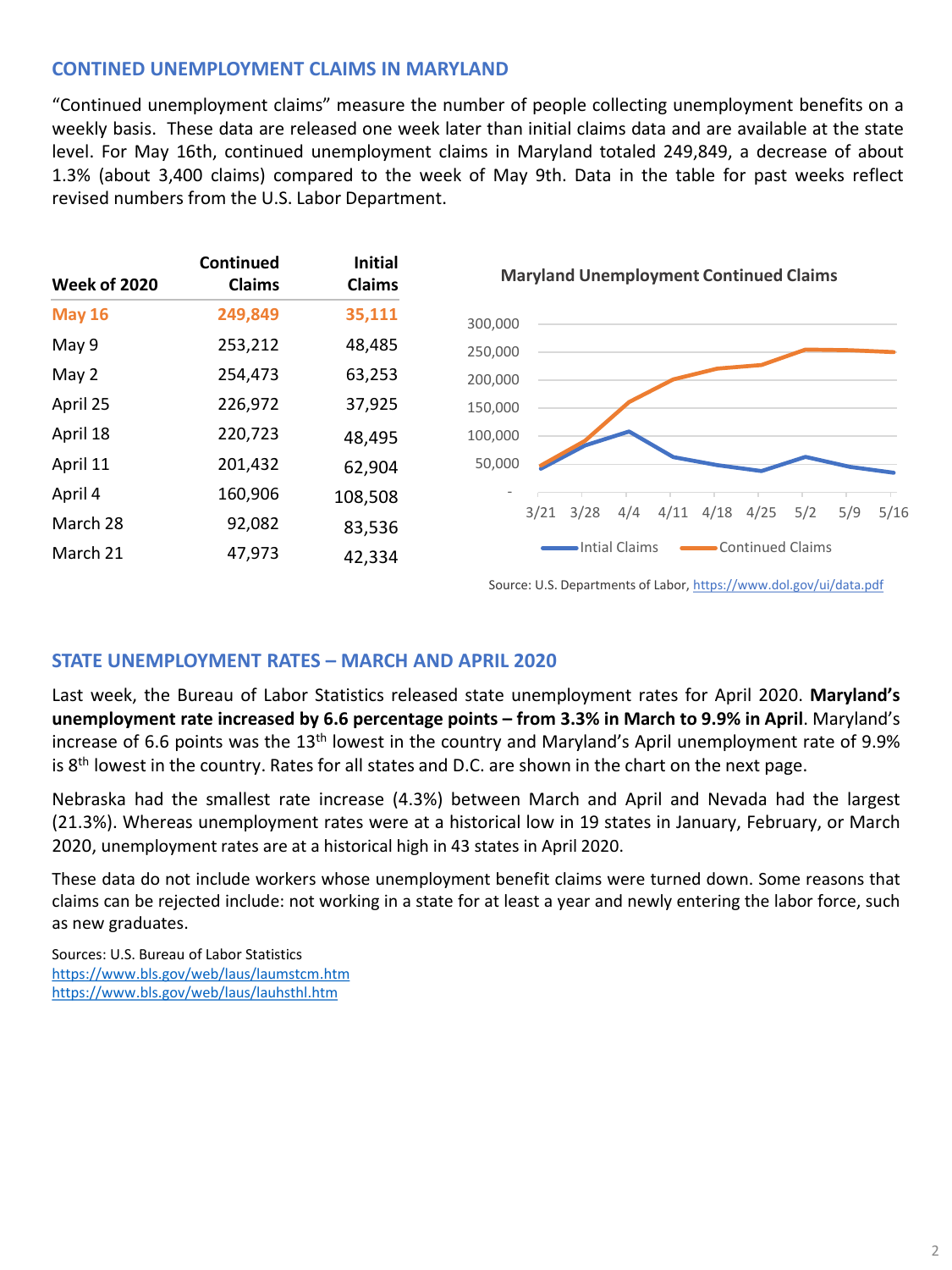## CONTINED UNEMPLOYMENT CLAIMS IN MARYLAND

"Continued unemployment claims" measure the number of people collecting unemployment benefits on a weekly basis. These data are released one week later than initial claims data and are available at the state level. For May 16th, continued unemployment claims in Maryland totaled 249,849, a decrease of about 1.3% (about 3,400 claims) compared to the week of May 9th. Data in the table for past weeks reflect revised numbers from the U.S. Labor Department.

| Week of 2020 | Continued Claims | Initial Claims |
|---|---|---|
| **May 16** | **249,849** | **35,111** |
| May 9 | 253,212 | 48,485 |
| May 2 | 254,473 | 63,253 |
| April 25 | 226,972 | 37,925 |
| April 18 | 220,723 | 48,495 |
| April 11 | 201,432 | 62,904 |
| April 4 | 160,906 | 108,508 |
| March 28 | 92,082 | 83,536 |
| March 21 | 47,973 | 42,334 |

**Maryland Unemployment Continued Claims**

Source: U.S. Departments of Labor, https://www.dol.gov/ui/data.pdf

## STATE UNEMPLOYMENT RATES – MARCH AND APRIL 2020

Last week, the Bureau of Labor Statistics released state unemployment rates for April 2020. **Maryland's unemployment rate increased by 6.6 percentage points – from 3.3% in March to 9.9% in April**. Maryland's increase of 6.6 points was the 13th lowest in the country and Maryland's April unemployment rate of 9.9% is 8th lowest in the country. Rates for all states and D.C. are shown in the chart on the next page.

Nebraska had the smallest rate increase (4.3%) between March and April and Nevada had the largest (21.3%). Whereas unemployment rates were at a historical low in 19 states in January, February, or March 2020, unemployment rates are at a historical high in 43 states in April 2020.

These data do not include workers whose unemployment benefit claims were turned down. Some reasons that claims can be rejected include: not working in a state for at least a year and newly entering the labor force, such as new graduates.

Sources: U.S. Bureau of Labor Statistics
https://www.bls.gov/web/laus/laumstcm.htm
https://www.bls.gov/web/laus/lauhsthl.htm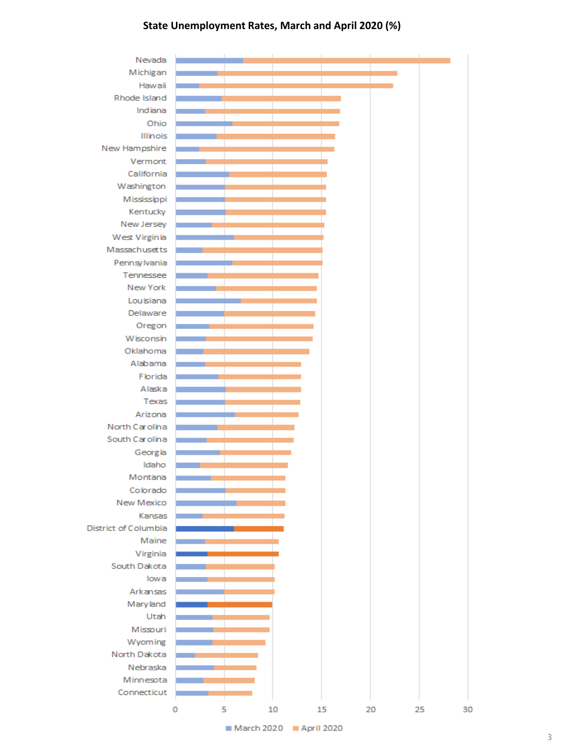**State Unemployment Rates, March and April 2020 (%)**

Nevada
Michigan
Hawaii
Rhode Island
Indiana
Ohio
Illinois
New Hampshire
Vermont
California
Washington
Mississippi
Kentucky
New Jersey
West Virginia
Massachusetts
Pennsylvania
Tennessee
New York
Louisiana
Delaware
Oregon
Wisconsin
Oklahoma
Alabama
Florida
Alaska
Texas
Arizona
North Carolina
South Carolina
Georgia
Idaho
Montana
Colorado
New Mexico
Kansas
District of Columbia
Maine
Virginia
South Dakota
Iowa
Arkansas
Maryland
Utah
Missouri
Wyoming
North Dakota
Nebraska
Minnesota
Connecticut

0 5 10 15 20 25 30

March 2020 April 2020